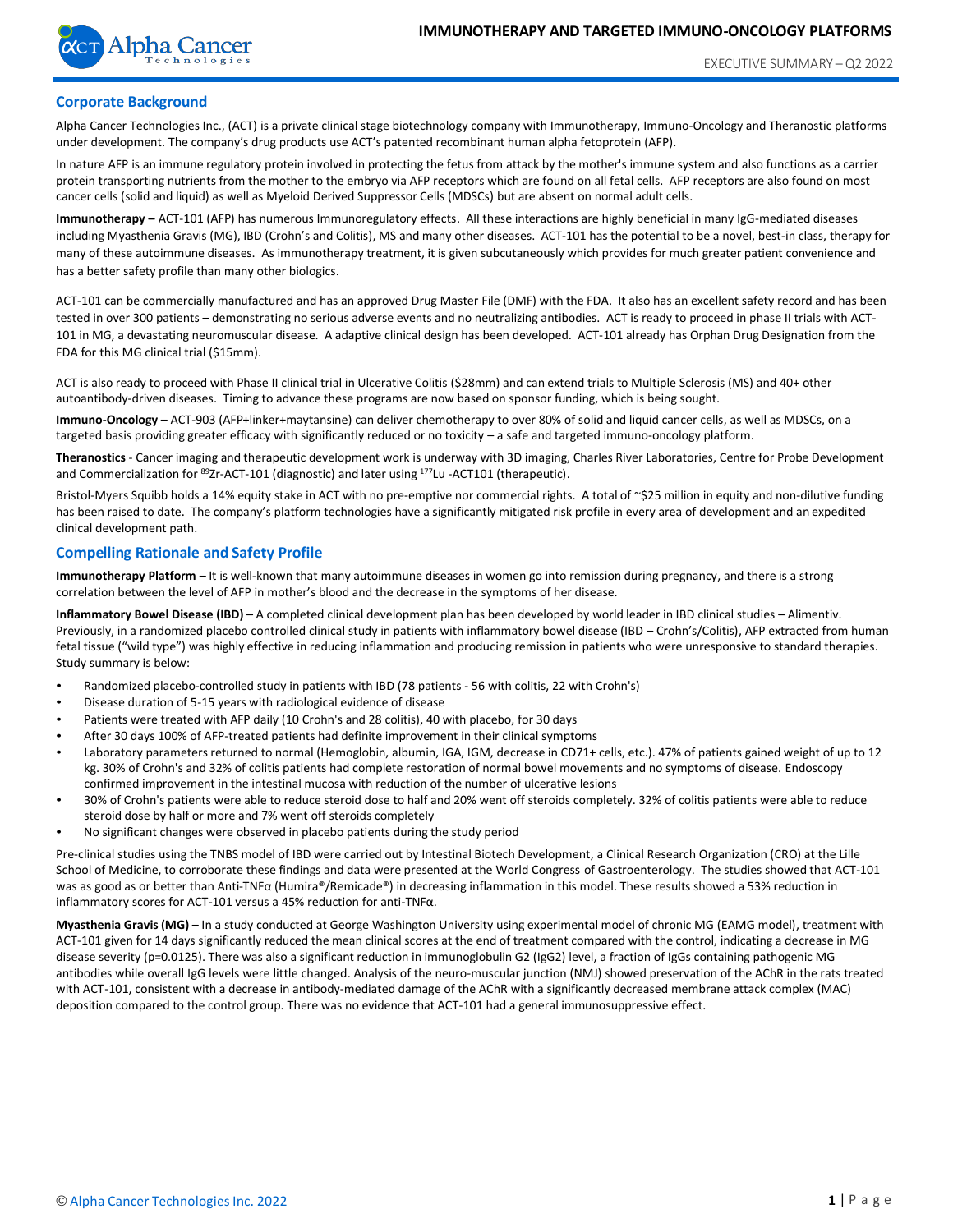# IMMUNOTHERAPY AND TARGETED IMMUNO-ONCOLOGY PLATFORMS

EXECUTIVE SUMMARY – Q2 2022

## Corporate Background

Alpha Cancer Technologies Inc., (ACT) is a private clinical stage biotechnology company with Immunotherapy, Immuno-Oncology and Theranostic platforms under development. The company's drug products use ACT's patented recombinant human alpha fetoprotein (AFP).

In nature AFP is an immune regulatory protein involved in protecting the fetus from attack by the mother's immune system and also functions as a carrier protein transporting nutrients from the mother to the embryo via AFP receptors which are found on all fetal cells. AFP receptors are also found on most cancer cells (solid and liquid) as well as Myeloid Derived Suppressor Cells (MDSCs) but are absent on normal adult cells.

**Immunotherapy –** ACT-101 (AFP) has numerous Immunoregulatory effects. All these interactions are highly beneficial in many IgG-mediated diseases including Myasthenia Gravis (MG), IBD (Crohn's and Colitis), MS and many other diseases. ACT-101 has the potential to be a novel, best-in class, therapy for many of these autoimmune diseases. As immunotherapy treatment, it is given subcutaneously which provides for much greater patient convenience and has a better safety profile than many other biologics.

ACT-101 can be commercially manufactured and has an approved Drug Master File (DMF) with the FDA. It also has an excellent safety record and has been tested in over 300 patients – demonstrating no serious adverse events and no neutralizing antibodies. ACT is ready to proceed in phase II trials with ACT-101 in MG, a devastating neuromuscular disease. A adaptive clinical design has been developed. ACT-101 already has Orphan Drug Designation from the FDA for this MG clinical trial ($15mm).

ACT is also ready to proceed with Phase II clinical trial in Ulcerative Colitis ($28mm) and can extend trials to Multiple Sclerosis (MS) and 40+ other autoantibody-driven diseases. Timing to advance these programs are now based on sponsor funding, which is being sought.

**Immuno-Oncology** – ACT-903 (AFP+linker+maytansine) can deliver chemotherapy to over 80% of solid and liquid cancer cells, as well as MDSCs, on a targeted basis providing greater efficacy with significantly reduced or no toxicity – a safe and targeted immuno-oncology platform.

**Theranostics** - Cancer imaging and therapeutic development work is underway with 3D imaging, Charles River Laboratories, Centre for Probe Development and Commercialization for $^{89}$Zr-ACT-101 (diagnostic) and later using $^{177}$Lu -ACT101 (therapeutic).

Bristol-Myers Squibb holds a 14% equity stake in ACT with no pre-emptive nor commercial rights. A total of ~$25 million in equity and non-dilutive funding has been raised to date. The company's platform technologies have a significantly mitigated risk profile in every area of development and an expedited clinical development path.

## Compelling Rationale and Safety Profile

**Immunotherapy Platform** – It is well-known that many autoimmune diseases in women go into remission during pregnancy, and there is a strong correlation between the level of AFP in mother's blood and the decrease in the symptoms of her disease.

**Inflammatory Bowel Disease (IBD)** – A completed clinical development plan has been developed by world leader in IBD clinical studies – Alimentiv. Previously, in a randomized placebo controlled clinical study in patients with inflammatory bowel disease (IBD – Crohn's/Colitis), AFP extracted from human fetal tissue ("wild type") was highly effective in reducing inflammation and producing remission in patients who were unresponsive to standard therapies. Study summary is below:

- Randomized placebo-controlled study in patients with IBD (78 patients - 56 with colitis, 22 with Crohn's)
- Disease duration of 5-15 years with radiological evidence of disease
- Patients were treated with AFP daily (10 Crohn's and 28 colitis), 40 with placebo, for 30 days
- After 30 days 100% of AFP-treated patients had definite improvement in their clinical symptoms
- Laboratory parameters returned to normal (Hemoglobin, albumin, IGA, IGM, decrease in CD71+ cells, etc.). 47% of patients gained weight of up to 12 kg. 30% of Crohn's and 32% of colitis patients had complete restoration of normal bowel movements and no symptoms of disease. Endoscopy confirmed improvement in the intestinal mucosa with reduction of the number of ulcerative lesions
- 30% of Crohn's patients were able to reduce steroid dose to half and 20% went off steroids completely. 32% of colitis patients were able to reduce steroid dose by half or more and 7% went off steroids completely
- No significant changes were observed in placebo patients during the study period

Pre-clinical studies using the TNBS model of IBD were carried out by Intestinal Biotech Development, a Clinical Research Organization (CRO) at the Lille School of Medicine, to corroborate these findings and data were presented at the World Congress of Gastroenterology. The studies showed that ACT-101 was as good as or better than Anti-TNFα (Humira®/Remicade®) in decreasing inflammation in this model. These results showed a 53% reduction in inflammatory scores for ACT-101 versus a 45% reduction for anti-TNFα.

**Myasthenia Gravis (MG)** – In a study conducted at George Washington University using experimental model of chronic MG (EAMG model), treatment with ACT-101 given for 14 days significantly reduced the mean clinical scores at the end of treatment compared with the control, indicating a decrease in MG disease severity ($p=0.0125$). There was also a significant reduction in immunoglobulin G2 (IgG2) level, a fraction of IgGs containing pathogenic MG antibodies while overall IgG levels were little changed. Analysis of the neuro-muscular junction (NMJ) showed preservation of the AChR in the rats treated with ACT-101, consistent with a decrease in antibody-mediated damage of the AChR with a significantly decreased membrane attack complex (MAC) deposition compared to the control group. There was no evidence that ACT-101 had a general immunosuppressive effect.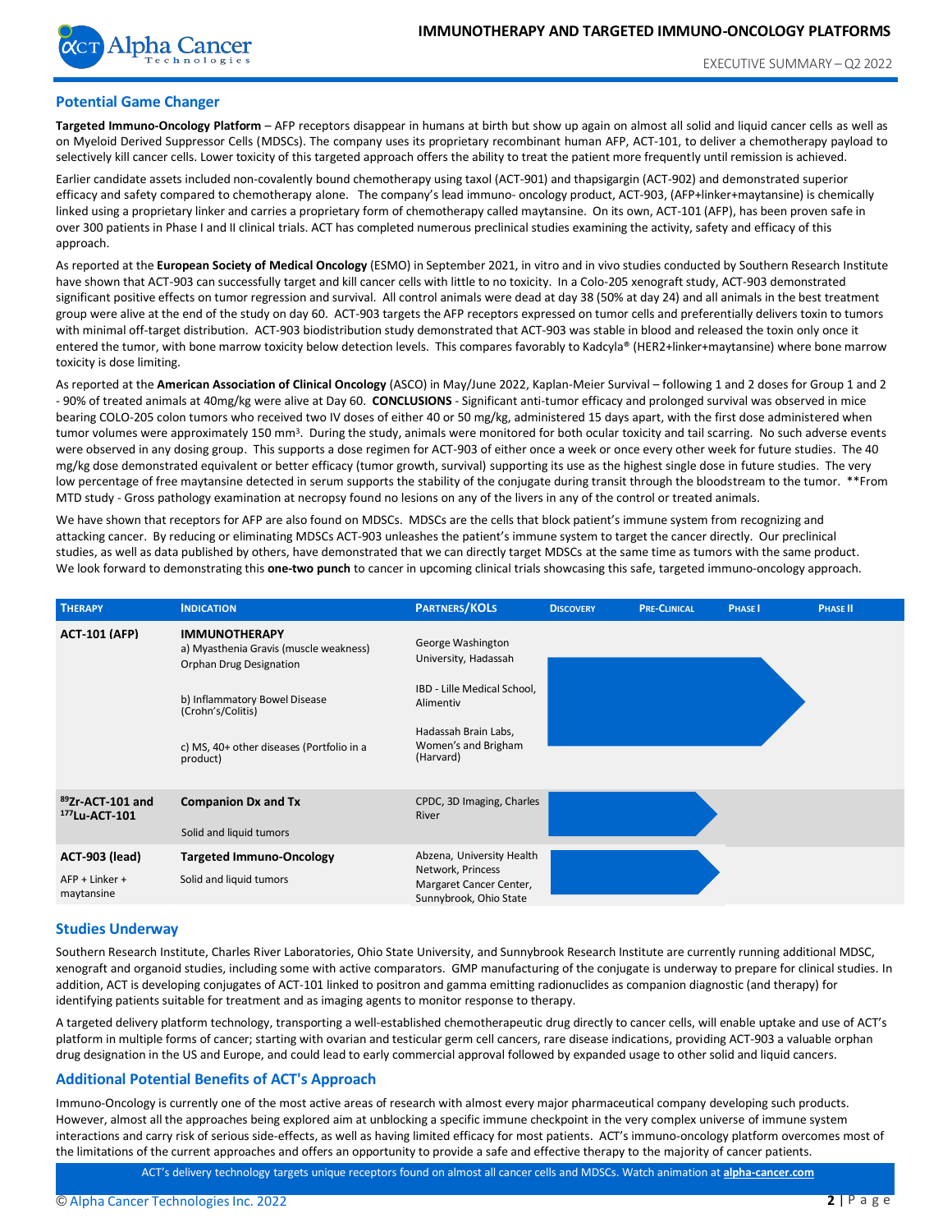## Potential Game Changer

**Targeted Immuno-Oncology Platform** – AFP receptors disappear in humans at birth but show up again on almost all solid and liquid cancer cells as well as on Myeloid Derived Suppressor Cells (MDSCs). The company uses its proprietary recombinant human AFP, ACT-101, to deliver a chemotherapy payload to selectively kill cancer cells. Lower toxicity of this targeted approach offers the ability to treat the patient more frequently until remission is achieved.

Earlier candidate assets included non-covalently bound chemotherapy using taxol (ACT-901) and thapsigargin (ACT-902) and demonstrated superior efficacy and safety compared to chemotherapy alone. The company's lead immuno- oncology product, ACT-903, (AFP+linker+maytansine) is chemically linked using a proprietary linker and carries a proprietary form of chemotherapy called maytansine. On its own, ACT-101 (AFP), has been proven safe in over 300 patients in Phase I and II clinical trials. ACT has completed numerous preclinical studies examining the activity, safety and efficacy of this approach.

As reported at the **European Society of Medical Oncology** (ESMO) in September 2021, in vitro and in vivo studies conducted by Southern Research Institute have shown that ACT-903 can successfully target and kill cancer cells with little to no toxicity. In a Colo-205 xenograft study, ACT-903 demonstrated significant positive effects on tumor regression and survival. All control animals were dead at day 38 (50% at day 24) and all animals in the best treatment group were alive at the end of the study on day 60. ACT-903 targets the AFP receptors expressed on tumor cells and preferentially delivers toxin to tumors with minimal off-target distribution. ACT-903 biodistribution study demonstrated that ACT-903 was stable in blood and released the toxin only once it entered the tumor, with bone marrow toxicity below detection levels. This compares favorably to Kadcyla® (HER2+linker+maytansine) where bone marrow toxicity is dose limiting.

As reported at the **American Association of Clinical Oncology** (ASCO) in May/June 2022, Kaplan-Meier Survival – following 1 and 2 doses for Group 1 and 2 - 90% of treated animals at 40mg/kg were alive at Day 60. **CONCLUSIONS** - Significant anti-tumor efficacy and prolonged survival was observed in mice bearing COLO-205 colon tumors who received two IV doses of either 40 or 50 mg/kg, administered 15 days apart, with the first dose administered when tumor volumes were approximately 150 mm$^3$. During the study, animals were monitored for both ocular toxicity and tail scarring. No such adverse events were observed in any dosing group. This supports a dose regimen for ACT-903 of either once a week or once every other week for future studies. The 40 mg/kg dose demonstrated equivalent or better efficacy (tumor growth, survival) supporting its use as the highest single dose in future studies. The very low percentage of free maytansine detected in serum supports the stability of the conjugate during transit through the bloodstream to the tumor. **From MTD study - Gross pathology examination at necropsy found no lesions on any of the livers in any of the control or treated animals.

We have shown that receptors for AFP are also found on MDSCs. MDSCs are the cells that block patient's immune system from recognizing and attacking cancer. By reducing or eliminating MDSCs ACT-903 unleashes the patient's immune system to target the cancer directly. Our preclinical studies, as well as data published by others, have demonstrated that we can directly target MDSCs at the same time as tumors with the same product. We look forward to demonstrating this **one-two punch** to cancer in upcoming clinical trials showcasing this safe, targeted immuno-oncology approach.

| THERAPY | INDICATION | PARTNERS/KOLs | DISCOVERY | PRE-CLINICAL | PHASE I | PHASE II |
|---|---|---|---|---|---|---|
| **ACT-101 (AFP)** | **IMMUNOTHERAPY**<br>a) Myasthenia Gravis (muscle weakness) Orphan Drug Designation<br>b) Inflammatory Bowel Disease (Crohn's/Colitis)<br>c) MS, 40+ other diseases (Portfolio in a product) | George Washington University, Hadassah<br>IBD - Lille Medical School, Alimentiv<br>Hadassah Brain Labs, Women's and Brigham (Harvard) | | | | |
| **$^{89}$Zr-ACT-101 and $^{177}$Lu-ACT-101** | **Companion Dx and Tx**<br>Solid and liquid tumors | CPDC, 3D Imaging, Charles River | | | | |
| **ACT-903 (lead)**<br>AFP + Linker + maytansine | **Targeted Immuno-Oncology**<br>Solid and liquid tumors | Abzena, University Health Network, Princess Margaret Cancer Center, Sunnybrook, Ohio State | | | | |

## Studies Underway

Southern Research Institute, Charles River Laboratories, Ohio State University, and Sunnybrook Research Institute are currently running additional MDSC, xenograft and organoid studies, including some with active comparators. GMP manufacturing of the conjugate is underway to prepare for clinical studies. In addition, ACT is developing conjugates of ACT-101 linked to positron and gamma emitting radionuclides as companion diagnostic (and therapy) for identifying patients suitable for treatment and as imaging agents to monitor response to therapy.

A targeted delivery platform technology, transporting a well-established chemotherapeutic drug directly to cancer cells, will enable uptake and use of ACT's platform in multiple forms of cancer; starting with ovarian and testicular germ cell cancers, rare disease indications, providing ACT-903 a valuable orphan drug designation in the US and Europe, and could lead to early commercial approval followed by expanded usage to other solid and liquid cancers.

## Additional Potential Benefits of ACT's Approach

Immuno-Oncology is currently one of the most active areas of research with almost every major pharmaceutical company developing such products. However, almost all the approaches being explored aim at unblocking a specific immune checkpoint in the very complex universe of immune system interactions and carry risk of serious side-effects, as well as having limited efficacy for most patients. ACT's immuno-oncology platform overcomes most of the limitations of the current approaches and offers an opportunity to provide a safe and effective therapy to the majority of cancer patients.

ACT's delivery technology targets unique receptors found on almost all cancer cells and MDSCs. Watch animation at **alpha-cancer.com**